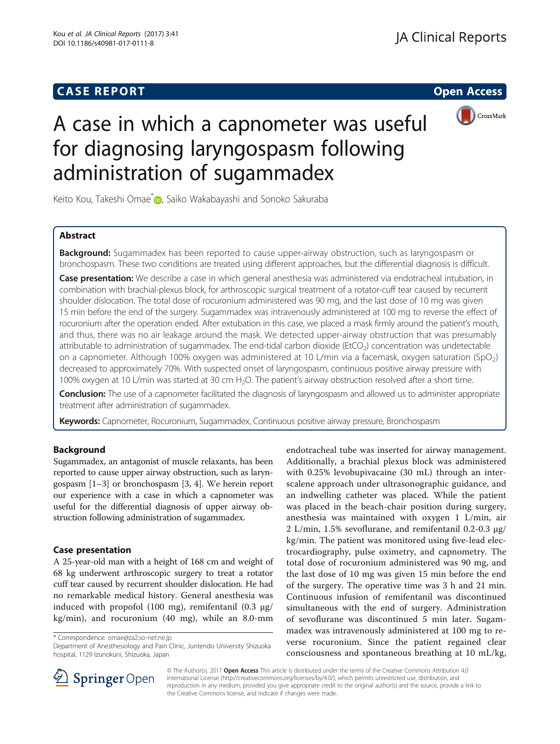# CASE REPORT

# A case in which a capnometer was useful for diagnosing laryngospasm following administration of sugammadex

Keito Kou, Takeshi Omae*, Saiko Wakabayashi and Sonoko Sakuraba

## Abstract

**Background:** Sugammadex has been reported to cause upper-airway obstruction, such as laryngospasm or bronchospasm. These two conditions are treated using different approaches, but the differential diagnosis is difficult.

**Case presentation:** We describe a case in which general anesthesia was administered via endotracheal intubation, in combination with brachial-plexus block, for arthroscopic surgical treatment of a rotator-cuff tear caused by recurrent shoulder dislocation. The total dose of rocuronium administered was 90 mg, and the last dose of 10 mg was given 15 min before the end of the surgery. Sugammadex was intravenously administered at 100 mg to reverse the effect of rocuronium after the operation ended. After extubation in this case, we placed a mask firmly around the patient's mouth, and thus, there was no air leakage around the mask. We detected upper-airway obstruction that was presumably attributable to administration of sugammadex. The end-tidal carbon dioxide ($EtCO_2$) concentration was undetectable on a capnometer. Although 100% oxygen was administered at 10 L/min via a facemask, oxygen saturation ($SpO_2$) decreased to approximately 70%. With suspected onset of laryngospasm, continuous positive airway pressure with 100% oxygen at 10 L/min was started at 30 cm $H_2O$. The patient's airway obstruction resolved after a short time.

**Conclusion:** The use of a capnometer facilitated the diagnosis of laryngospasm and allowed us to administer appropriate treatment after administration of sugammadex.

**Keywords:** Capnometer, Rocuronium, Sugammadex, Continuous positive airway pressure, Bronchospasm

## Background

Sugammadex, an antagonist of muscle relaxants, has been reported to cause upper airway obstruction, such as laryngospasm [1–3] or bronchospasm [3, 4]. We herein report our experience with a case in which a capnometer was useful for the differential diagnosis of upper airway obstruction following administration of sugammadex.

## Case presentation

A 25-year-old man with a height of 168 cm and weight of 68 kg underwent arthroscopic surgery to treat a rotator cuff tear caused by recurrent shoulder dislocation. He had no remarkable medical history. General anesthesia was induced with propofol (100 mg), remifentanil (0.3 μg/kg/min), and rocuronium (40 mg), while an 8.0-mm endotracheal tube was inserted for airway management. Additionally, a brachial plexus block was administered with 0.25% levobupivacaine (30 mL) through an interscalene approach under ultrasonographic guidance, and an indwelling catheter was placed. While the patient was placed in the beach-chair position during surgery, anesthesia was maintained with oxygen 1 L/min, air 2 L/min, 1.5% sevoflurane, and remifentanil 0.2-0.3 μg/kg/min. The patient was monitored using five-lead electrocardiography, pulse oximetry, and capnometry. The total dose of rocuronium administered was 90 mg, and the last dose of 10 mg was given 15 min before the end of the surgery. The operative time was 3 h and 21 min. Continuous infusion of remifentanil was discontinued simultaneous with the end of surgery. Administration of sevoflurane was discontinued 5 min later. Sugammadex was intravenously administered at 100 mg to reverse rocuronium. Since the patient regained clear consciousness and spontaneous breathing at 10 mL/kg,

\* Correspondence: omae@za2.so-net.ne.jp
Department of Anesthesiology and Pain Clinic, Juntendo University Shizuoka hospital, 1129 Izunokuni, Shizuoka, Japan

© The Author(s). 2017 **Open Access** This article is distributed under the terms of the Creative Commons Attribution 4.0 International License (http://creativecommons.org/licenses/by/4.0/), which permits unrestricted use, distribution, and reproduction in any medium, provided you give appropriate credit to the original author(s) and the source, provide a link to the Creative Commons license, and indicate if changes were made.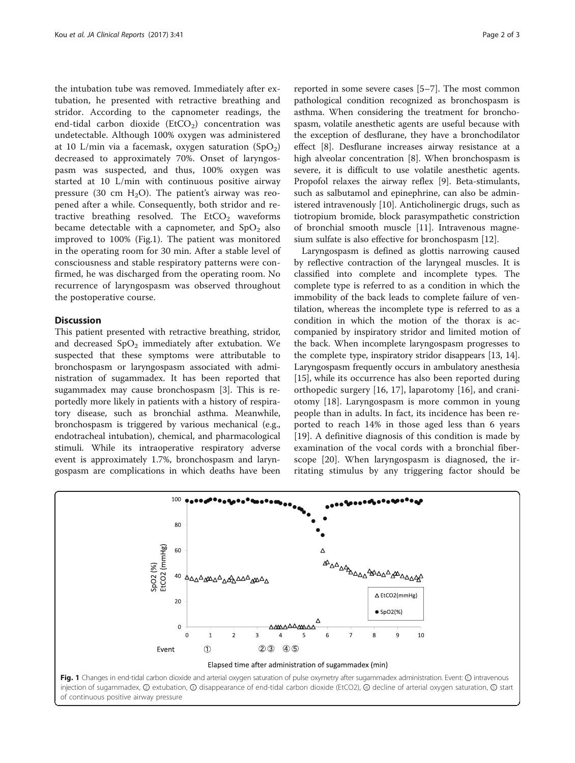the intubation tube was removed. Immediately after extubation, he presented with retractive breathing and stridor. According to the capnometer readings, the end-tidal carbon dioxide ($EtCO_2$) concentration was undetectable. Although 100% oxygen was administered at 10 L/min via a facemask, oxygen saturation ($SpO_2$) decreased to approximately 70%. Onset of laryngospasm was suspected, and thus, 100% oxygen was started at 10 L/min with continuous positive airway pressure (30 cm $H_2O$). The patient's airway was reopened after a while. Consequently, both stridor and retractive breathing resolved. The $EtCO_2$ waveforms became detectable with a capnometer, and $SpO_2$ also improved to 100% (Fig.1). The patient was monitored in the operating room for 30 min. After a stable level of consciousness and stable respiratory patterns were confirmed, he was discharged from the operating room. No recurrence of laryngospasm was observed throughout the postoperative course.

## Discussion

This patient presented with retractive breathing, stridor, and decreased $SpO_2$ immediately after extubation. We suspected that these symptoms were attributable to bronchospasm or laryngospasm associated with administration of sugammadex. It has been reported that sugammadex may cause bronchospasm [3]. This is reportedly more likely in patients with a history of respiratory disease, such as bronchial asthma. Meanwhile, bronchospasm is triggered by various mechanical (e.g., endotracheal intubation), chemical, and pharmacological stimuli. While its intraoperative respiratory adverse event is approximately 1.7%, bronchospasm and laryngospasm are complications in which deaths have been reported in some severe cases [5–7]. The most common pathological condition recognized as bronchospasm is asthma. When considering the treatment for bronchospasm, volatile anesthetic agents are useful because with the exception of desflurane, they have a bronchodilator effect [8]. Desflurane increases airway resistance at a high alveolar concentration [8]. When bronchospasm is severe, it is difficult to use volatile anesthetic agents. Propofol relaxes the airway reflex [9]. Beta-stimulants, such as salbutamol and epinephrine, can also be administered intravenously [10]. Anticholinergic drugs, such as tiotropium bromide, block parasympathetic constriction of bronchial smooth muscle [11]. Intravenous magnesium sulfate is also effective for bronchospasm [12].

Laryngospasm is defined as glottis narrowing caused by reflective contraction of the laryngeal muscles. It is classified into complete and incomplete types. The complete type is referred to as a condition in which the immobility of the back leads to complete failure of ventilation, whereas the incomplete type is referred to as a condition in which the motion of the thorax is accompanied by inspiratory stridor and limited motion of the back. When incomplete laryngospasm progresses to the complete type, inspiratory stridor disappears [13, 14]. Laryngospasm frequently occurs in ambulatory anesthesia [15], while its occurrence has also been reported during orthopedic surgery [16, 17], laparotomy [16], and craniotomy [18]. Laryngospasm is more common in young people than in adults. In fact, its incidence has been reported to reach 14% in those aged less than 6 years [19]. A definitive diagnosis of this condition is made by examination of the vocal cords with a bronchial fiberscope [20]. When laryngospasm is diagnosed, the irritating stimulus by any triggering factor should be

SpO2 (%)
EtCO2 (mmHg)
100
80
60
40
20
0
0 1 2 3 4 5 6 7 8 9 10
Event ① ②③ ④⑤
△ EtCO2(mmHg)
● SpO2(%)
Elapsed time after administration of sugammadex (min)

**Fig. 1** Changes in end-tidal carbon dioxide and arterial oxygen saturation of pulse oximetry after sugammadex administration. Event: ① intravenous injection of sugammadex, ② extubation, ③ disappearance of end-tidal carbon dioxide (EtCO2), ④ decline of arterial oxygen saturation, ⑤ start of continuous positive airway pressure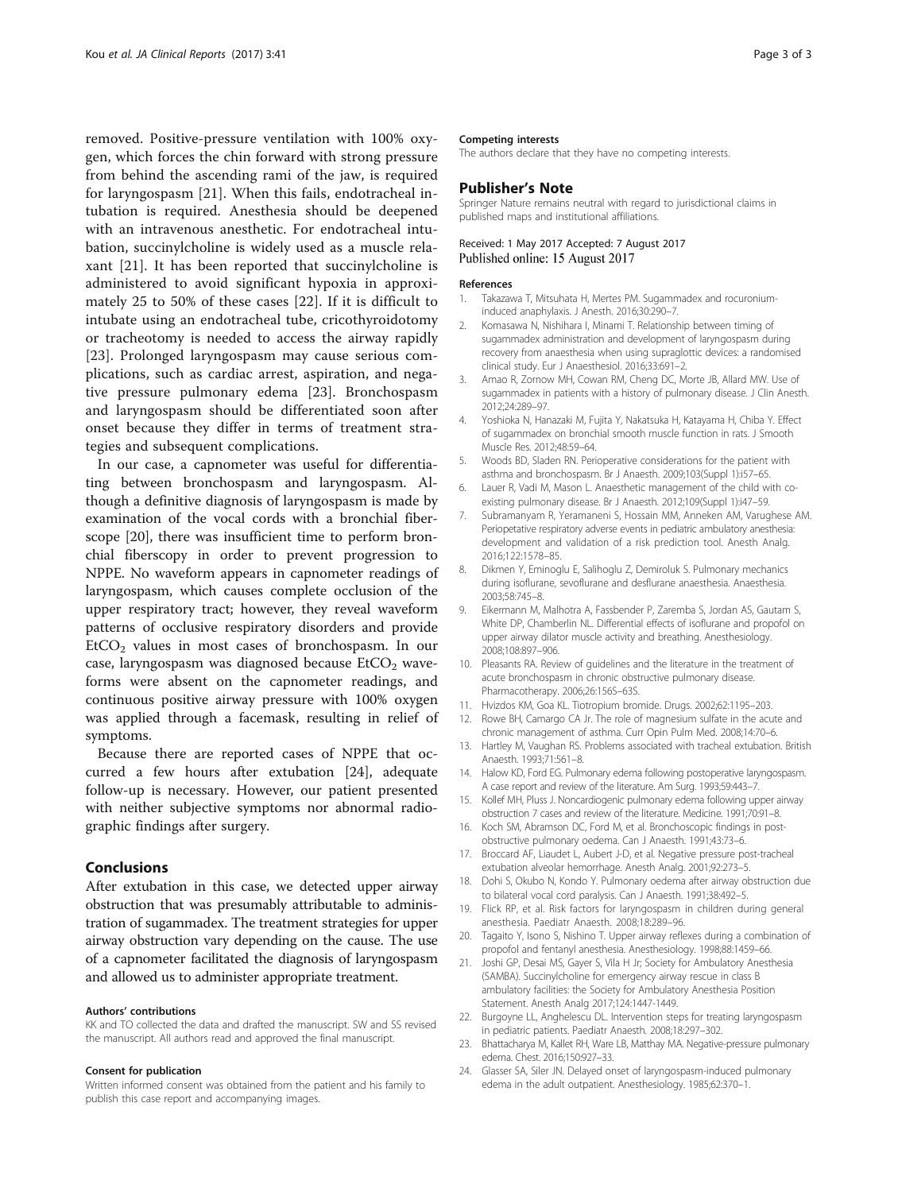removed. Positive-pressure ventilation with 100% oxygen, which forces the chin forward with strong pressure from behind the ascending rami of the jaw, is required for laryngospasm [21]. When this fails, endotracheal intubation is required. Anesthesia should be deepened with an intravenous anesthetic. For endotracheal intubation, succinylcholine is widely used as a muscle relaxant [21]. It has been reported that succinylcholine is administered to avoid significant hypoxia in approximately 25 to 50% of these cases [22]. If it is difficult to intubate using an endotracheal tube, cricothyroidotomy or tracheotomy is needed to access the airway rapidly [23]. Prolonged laryngospasm may cause serious complications, such as cardiac arrest, aspiration, and negative pressure pulmonary edema [23]. Bronchospasm and laryngospasm should be differentiated soon after onset because they differ in terms of treatment strategies and subsequent complications.

In our case, a capnometer was useful for differentiating between bronchospasm and laryngospasm. Although a definitive diagnosis of laryngospasm is made by examination of the vocal cords with a bronchial fiberscope [20], there was insufficient time to perform bronchial fiberscopy in order to prevent progression to NPPE. No waveform appears in capnometer readings of laryngospasm, which causes complete occlusion of the upper respiratory tract; however, they reveal waveform patterns of occlusive respiratory disorders and provide $EtCO_2$ values in most cases of bronchospasm. In our case, laryngospasm was diagnosed because $EtCO_2$ waveforms were absent on the capnometer readings, and continuous positive airway pressure with 100% oxygen was applied through a facemask, resulting in relief of symptoms.

Because there are reported cases of NPPE that occurred a few hours after extubation [24], adequate follow-up is necessary. However, our patient presented with neither subjective symptoms nor abnormal radiographic findings after surgery.

## Conclusions

After extubation in this case, we detected upper airway obstruction that was presumably attributable to administration of sugammadex. The treatment strategies for upper airway obstruction vary depending on the cause. The use of a capnometer facilitated the diagnosis of laryngospasm and allowed us to administer appropriate treatment.

#### Authors' contributions

KK and TO collected the data and drafted the manuscript. SW and SS revised the manuscript. All authors read and approved the final manuscript.

#### Consent for publication

Written informed consent was obtained from the patient and his family to publish this case report and accompanying images.

#### Competing interests

The authors declare that they have no competing interests.

### Publisher's Note

Springer Nature remains neutral with regard to jurisdictional claims in published maps and institutional affiliations.

Received: 1 May 2017 Accepted: 7 August 2017
Published online: 15 August 2017

#### References

1. Takazawa T, Mitsuhata H, Mertes PM. Sugammadex and rocuronium-induced anaphylaxis. J Anesth. 2016;30:290–7.
2. Komasawa N, Nishihara I, Minami T. Relationship between timing of sugammadex administration and development of laryngospasm during recovery from anaesthesia when using supraglottic devices: a randomised clinical study. Eur J Anaesthesiol. 2016;33:691–2.
3. Amao R, Zornow MH, Cowan RM, Cheng DC, Morte JB, Allard MW. Use of sugammadex in patients with a history of pulmonary disease. J Clin Anesth. 2012;24:289–97.
4. Yoshioka N, Hanazaki M, Fujita Y, Nakatsuka H, Katayama H, Chiba Y. Effect of sugammadex on bronchial smooth muscle function in rats. J Smooth Muscle Res. 2012;48:59–64.
5. Woods BD, Sladen RN. Perioperative considerations for the patient with asthma and bronchospasm. Br J Anaesth. 2009;103(Suppl 1):i57–65.
6. Lauer R, Vadi M, Mason L. Anaesthetic management of the child with co-existing pulmonary disease. Br J Anaesth. 2012;109(Suppl 1):i47–59.
7. Subramanyam R, Yeramaneni S, Hossain MM, Anneken AM, Varughese AM. Periopetative respiratory adverse events in pediatric ambulatory anesthesia: development and validation of a risk prediction tool. Anesth Analg. 2016;122:1578–85.
8. Dikmen Y, Eminoglu E, Salihoglu Z, Demiroluk S. Pulmonary mechanics during isoflurane, sevoflurane and desflurane anaesthesia. Anaesthesia. 2003;58:745–8.
9. Eikermann M, Malhotra A, Fassbender P, Zaremba S, Jordan AS, Gautam S, White DP, Chamberlin NL. Differential effects of isoflurane and propofol on upper airway dilator muscle activity and breathing. Anesthesiology. 2008;108:897–906.
10. Pleasants RA. Review of guidelines and the literature in the treatment of acute bronchospasm in chronic obstructive pulmonary disease. Pharmacotherapy. 2006;26:156S–63S.
11. Hvizdos KM, Goa KL. Tiotropium bromide. Drugs. 2002;62:1195–203.
12. Rowe BH, Camargo CA Jr. The role of magnesium sulfate in the acute and chronic management of asthma. Curr Opin Pulm Med. 2008;14:70–6.
13. Hartley M, Vaughan RS. Problems associated with tracheal extubation. British Anaesth. 1993;71:561–8.
14. Halow KD, Ford EG. Pulmonary edema following postoperative laryngospasm. A case report and review of the literature. Am Surg. 1993;59:443–7.
15. Kollef MH, Pluss J. Noncardiogenic pulmonary edema following upper airway obstruction 7 cases and review of the literature. Medicine. 1991;70:91–8.
16. Koch SM, Abramson DC, Ford M, et al. Bronchoscopic findings in post-obstructive pulmonary oedema. Can J Anaesth. 1991;43:73–6.
17. Broccard AF, Liaudet L, Aubert J-D, et al. Negative pressure post-tracheal extubation alveolar hemorrhage. Anesth Analg. 2001;92:273–5.
18. Dohi S, Okubo N, Kondo Y. Pulmonary oedema after airway obstruction due to bilateral vocal cord paralysis. Can J Anaesth. 1991;38:492–5.
19. Flick RP, et al. Risk factors for laryngospasm in children during general anesthesia. Paediatr Anaesth. 2008;18:289–96.
20. Tagaito Y, Isono S, Nishino T. Upper airway reflexes during a combination of propofol and fentanyl anesthesia. Anesthesiology. 1998;88:1459–66.
21. Joshi GP, Desai MS, Gayer S, Vila H Jr; Society for Ambulatory Anesthesia (SAMBA). Succinylcholine for emergency airway rescue in class B ambulatory facilities: the Society for Ambulatory Anesthesia Position Statement. Anesth Analg 2017;124:1447-1449.
22. Burgoyne LL, Anghelescu DL. Intervention steps for treating laryngospasm in pediatric patients. Paediatr Anaesth. 2008;18:297–302.
23. Bhattacharya M, Kallet RH, Ware LB, Matthay MA. Negative-pressure pulmonary edema. Chest. 2016;150:927–33.
24. Glasser SA, Siler JN. Delayed onset of laryngospasm-induced pulmonary edema in the adult outpatient. Anesthesiology. 1985;62:370–1.